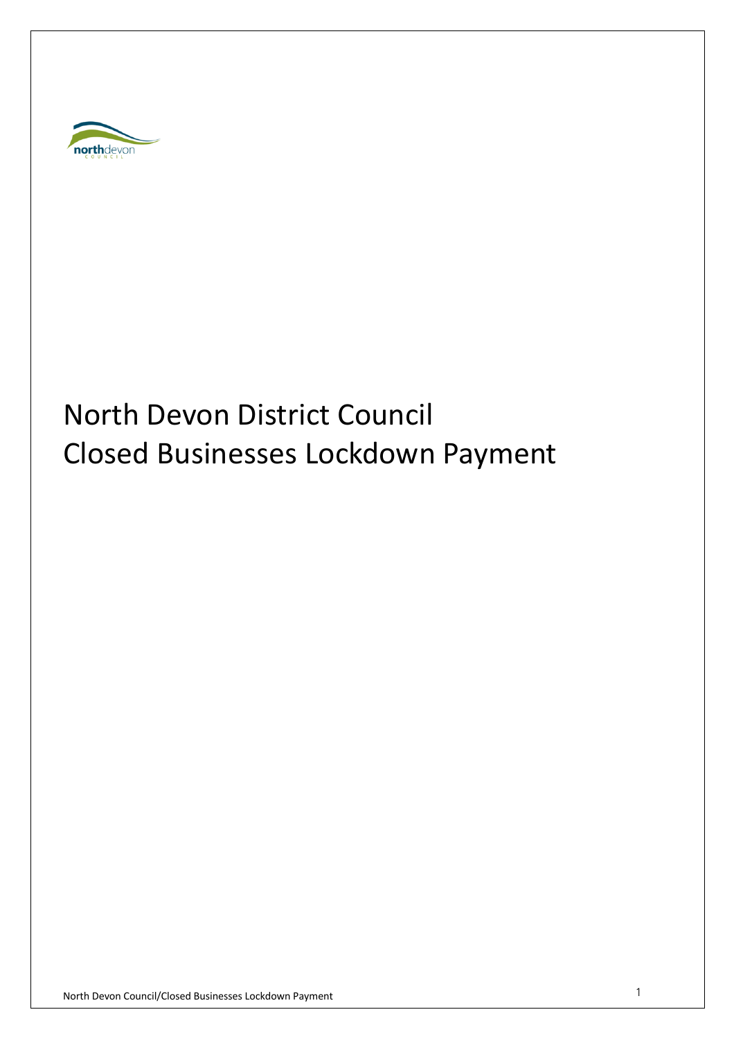# North Devon District Council
# Closed Businesses Lockdown Payment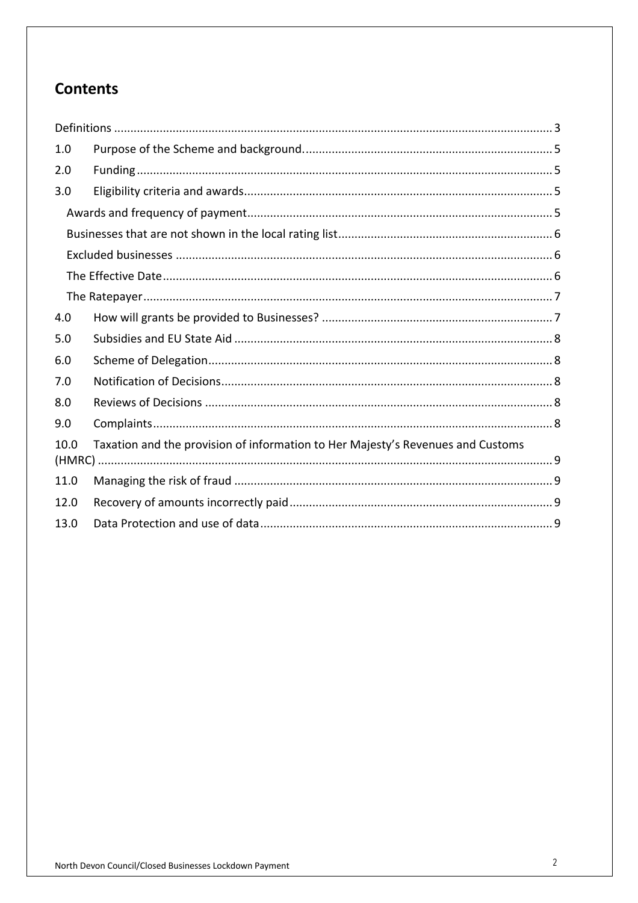## Contents

- Definitions ........ 3
- 1.0 Purpose of the Scheme and background. ........ 5
- 2.0 Funding ........ 5
- 3.0 Eligibility criteria and awards ........ 5
  - Awards and frequency of payment ........ 5
  - Businesses that are not shown in the local rating list ........ 6
  - Excluded businesses ........ 6
  - The Effective Date ........ 6
  - The Ratepayer ........ 7
- 4.0 How will grants be provided to Businesses? ........ 7
- 5.0 Subsidies and EU State Aid ........ 8
- 6.0 Scheme of Delegation ........ 8
- 7.0 Notification of Decisions ........ 8
- 8.0 Reviews of Decisions ........ 8
- 9.0 Complaints ........ 8
- 10.0 Taxation and the provision of information to Her Majesty's Revenues and Customs (HMRC) ........ 9
- 11.0 Managing the risk of fraud ........ 9
- 12.0 Recovery of amounts incorrectly paid ........ 9
- 13.0 Data Protection and use of data ........ 9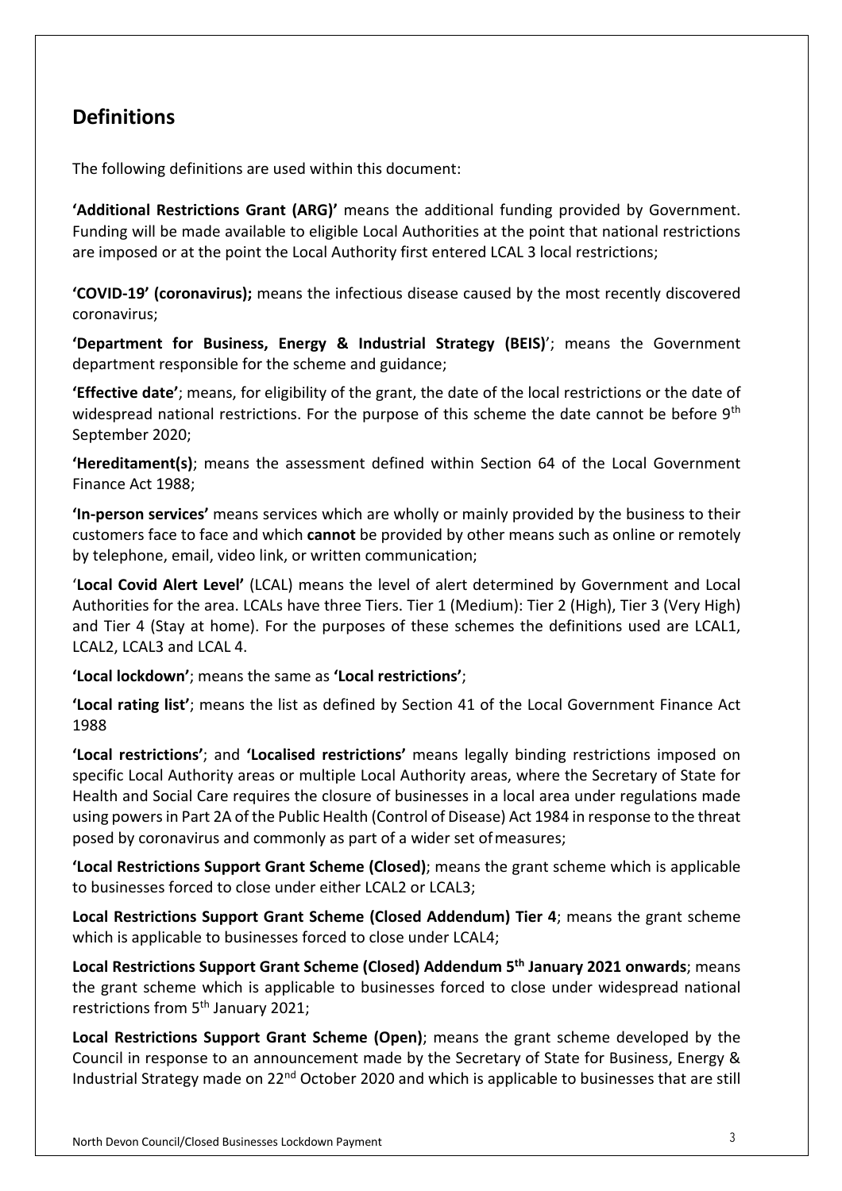## Definitions

The following definitions are used within this document:

**'Additional Restrictions Grant (ARG)'** means the additional funding provided by Government. Funding will be made available to eligible Local Authorities at the point that national restrictions are imposed or at the point the Local Authority first entered LCAL 3 local restrictions;

**'COVID-19' (coronavirus);** means the infectious disease caused by the most recently discovered coronavirus;

**'Department for Business, Energy & Industrial Strategy (BEIS)**'; means the Government department responsible for the scheme and guidance;

**'Effective date'**; means, for eligibility of the grant, the date of the local restrictions or the date of widespread national restrictions. For the purpose of this scheme the date cannot be before 9th September 2020;

**'Hereditament(s)**; means the assessment defined within Section 64 of the Local Government Finance Act 1988;

**'In-person services'** means services which are wholly or mainly provided by the business to their customers face to face and which **cannot** be provided by other means such as online or remotely by telephone, email, video link, or written communication;

'**Local Covid Alert Level'** (LCAL) means the level of alert determined by Government and Local Authorities for the area. LCALs have three Tiers. Tier 1 (Medium): Tier 2 (High), Tier 3 (Very High) and Tier 4 (Stay at home). For the purposes of these schemes the definitions used are LCAL1, LCAL2, LCAL3 and LCAL 4.

**'Local lockdown'**; means the same as **'Local restrictions'**;

**'Local rating list'**; means the list as defined by Section 41 of the Local Government Finance Act 1988

**'Local restrictions'**; and **'Localised restrictions'** means legally binding restrictions imposed on specific Local Authority areas or multiple Local Authority areas, where the Secretary of State for Health and Social Care requires the closure of businesses in a local area under regulations made using powers in Part 2A of the Public Health (Control of Disease) Act 1984 in response to the threat posed by coronavirus and commonly as part of a wider set of measures;

**'Local Restrictions Support Grant Scheme (Closed)**; means the grant scheme which is applicable to businesses forced to close under either LCAL2 or LCAL3;

**Local Restrictions Support Grant Scheme (Closed Addendum) Tier 4**; means the grant scheme which is applicable to businesses forced to close under LCAL4;

**Local Restrictions Support Grant Scheme (Closed) Addendum 5th January 2021 onwards**; means the grant scheme which is applicable to businesses forced to close under widespread national restrictions from 5th January 2021;

**Local Restrictions Support Grant Scheme (Open)**; means the grant scheme developed by the Council in response to an announcement made by the Secretary of State for Business, Energy & Industrial Strategy made on 22nd October 2020 and which is applicable to businesses that are still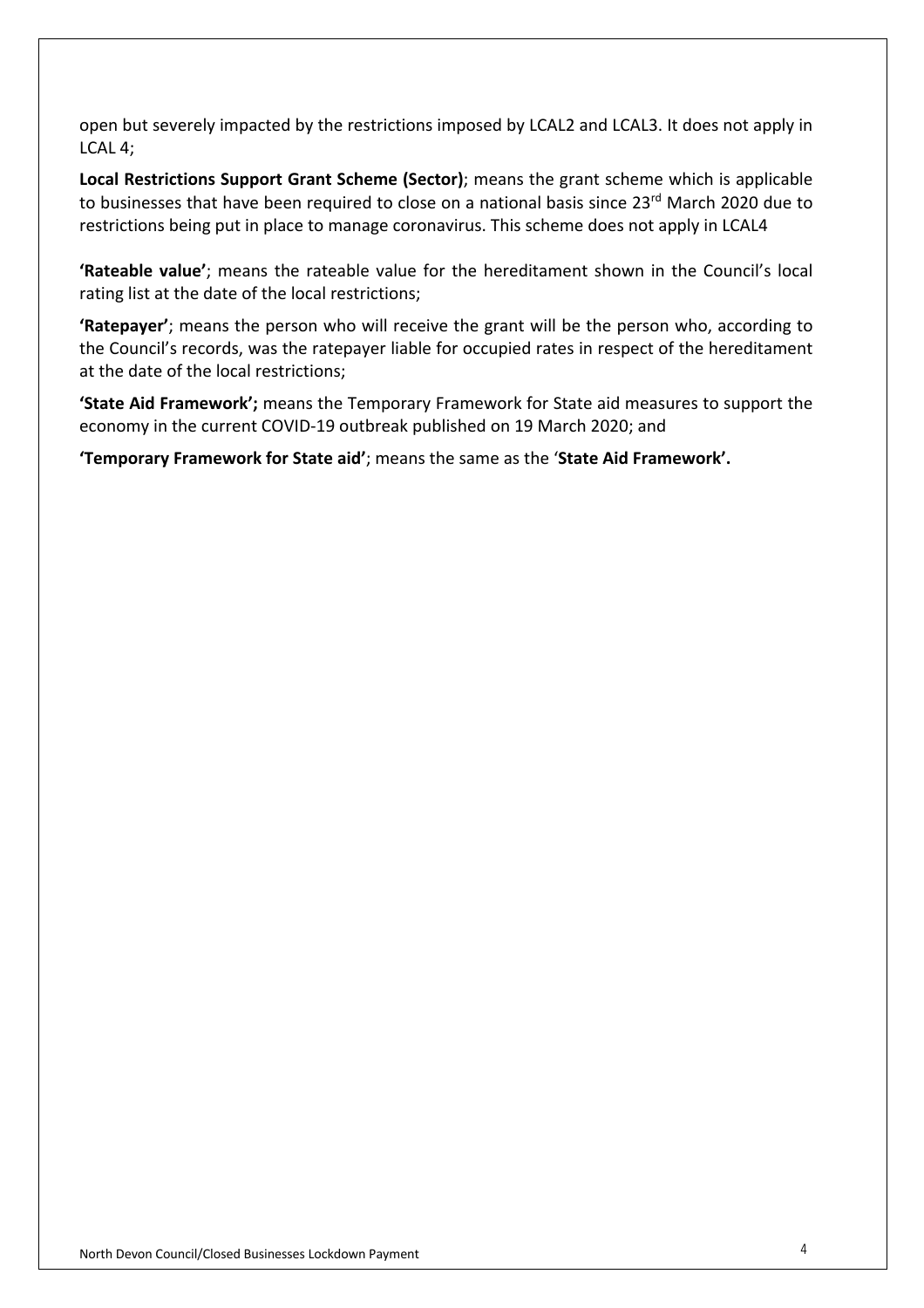open but severely impacted by the restrictions imposed by LCAL2 and LCAL3. It does not apply in LCAL 4;

**Local Restrictions Support Grant Scheme (Sector)**; means the grant scheme which is applicable to businesses that have been required to close on a national basis since 23rd March 2020 due to restrictions being put in place to manage coronavirus. This scheme does not apply in LCAL4

**'Rateable value'**; means the rateable value for the hereditament shown in the Council's local rating list at the date of the local restrictions;

**'Ratepayer'**; means the person who will receive the grant will be the person who, according to the Council's records, was the ratepayer liable for occupied rates in respect of the hereditament at the date of the local restrictions;

**'State Aid Framework';** means the Temporary Framework for State aid measures to support the economy in the current COVID-19 outbreak published on 19 March 2020; and

**'Temporary Framework for State aid'**; means the same as the '**State Aid Framework'.**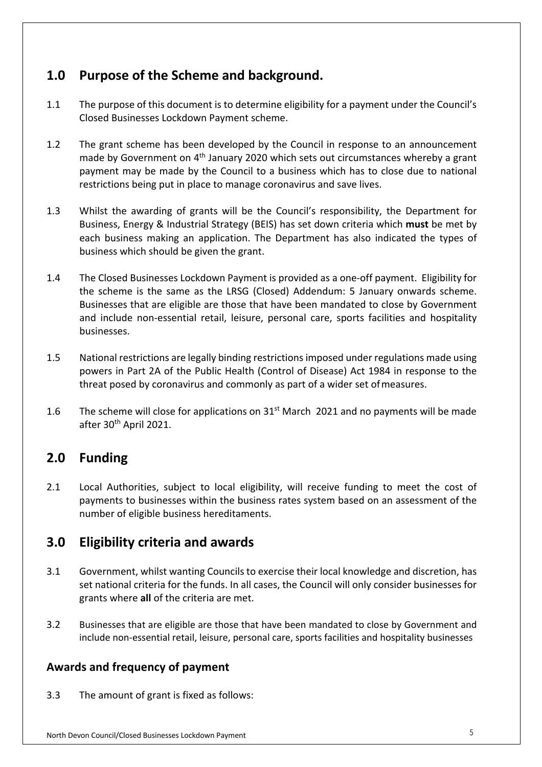## 1.0 Purpose of the Scheme and background.

1.1 The purpose of this document is to determine eligibility for a payment under the Council's Closed Businesses Lockdown Payment scheme.

1.2 The grant scheme has been developed by the Council in response to an announcement made by Government on 4th January 2020 which sets out circumstances whereby a grant payment may be made by the Council to a business which has to close due to national restrictions being put in place to manage coronavirus and save lives.

1.3 Whilst the awarding of grants will be the Council's responsibility, the Department for Business, Energy & Industrial Strategy (BEIS) has set down criteria which **must** be met by each business making an application. The Department has also indicated the types of business which should be given the grant.

1.4 The Closed Businesses Lockdown Payment is provided as a one-off payment. Eligibility for the scheme is the same as the LRSG (Closed) Addendum: 5 January onwards scheme. Businesses that are eligible are those that have been mandated to close by Government and include non-essential retail, leisure, personal care, sports facilities and hospitality businesses.

1.5 National restrictions are legally binding restrictions imposed under regulations made using powers in Part 2A of the Public Health (Control of Disease) Act 1984 in response to the threat posed by coronavirus and commonly as part of a wider set of measures.

1.6 The scheme will close for applications on 31st March 2021 and no payments will be made after 30th April 2021.

## 2.0 Funding

2.1 Local Authorities, subject to local eligibility, will receive funding to meet the cost of payments to businesses within the business rates system based on an assessment of the number of eligible business hereditaments.

## 3.0 Eligibility criteria and awards

3.1 Government, whilst wanting Councils to exercise their local knowledge and discretion, has set national criteria for the funds. In all cases, the Council will only consider businesses for grants where **all** of the criteria are met.

3.2 Businesses that are eligible are those that have been mandated to close by Government and include non-essential retail, leisure, personal care, sports facilities and hospitality businesses

### Awards and frequency of payment

3.3 The amount of grant is fixed as follows: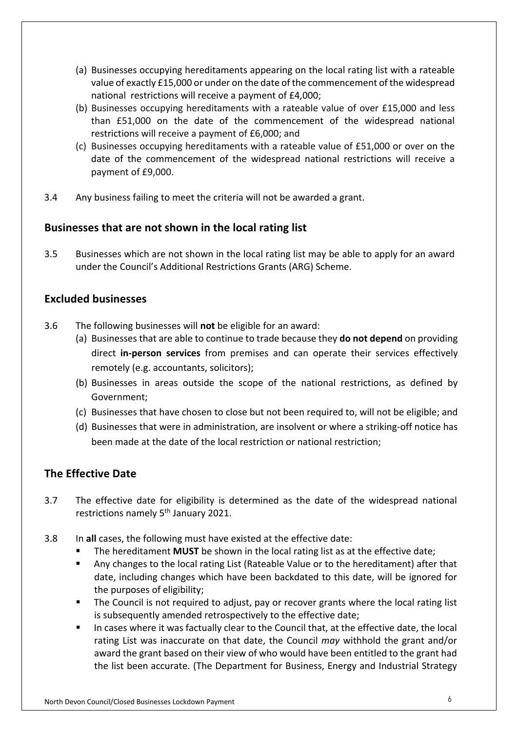(a) Businesses occupying hereditaments appearing on the local rating list with a rateable value of exactly £15,000 or under on the date of the commencement of the widespread national restrictions will receive a payment of £4,000;

(b) Businesses occupying hereditaments with a rateable value of over £15,000 and less than £51,000 on the date of the commencement of the widespread national restrictions will receive a payment of £6,000; and

(c) Businesses occupying hereditaments with a rateable value of £51,000 or over on the date of the commencement of the widespread national restrictions will receive a payment of £9,000.

3.4 Any business failing to meet the criteria will not be awarded a grant.

## Businesses that are not shown in the local rating list

3.5 Businesses which are not shown in the local rating list may be able to apply for an award under the Council's Additional Restrictions Grants (ARG) Scheme.

## Excluded businesses

3.6 The following businesses will **not** be eligible for an award:

(a) Businesses that are able to continue to trade because they **do not depend** on providing direct **in-person services** from premises and can operate their services effectively remotely (e.g. accountants, solicitors);

(b) Businesses in areas outside the scope of the national restrictions, as defined by Government;

(c) Businesses that have chosen to close but not been required to, will not be eligible; and

(d) Businesses that were in administration, are insolvent or where a striking-off notice has been made at the date of the local restriction or national restriction;

## The Effective Date

3.7 The effective date for eligibility is determined as the date of the widespread national restrictions namely 5th January 2021.

3.8 In **all** cases, the following must have existed at the effective date:

- The hereditament **MUST** be shown in the local rating list as at the effective date;
- Any changes to the local rating List (Rateable Value or to the hereditament) after that date, including changes which have been backdated to this date, will be ignored for the purposes of eligibility;
- The Council is not required to adjust, pay or recover grants where the local rating list is subsequently amended retrospectively to the effective date;
- In cases where it was factually clear to the Council that, at the effective date, the local rating List was inaccurate on that date, the Council *may* withhold the grant and/or award the grant based on their view of who would have been entitled to the grant had the list been accurate. (The Department for Business, Energy and Industrial Strategy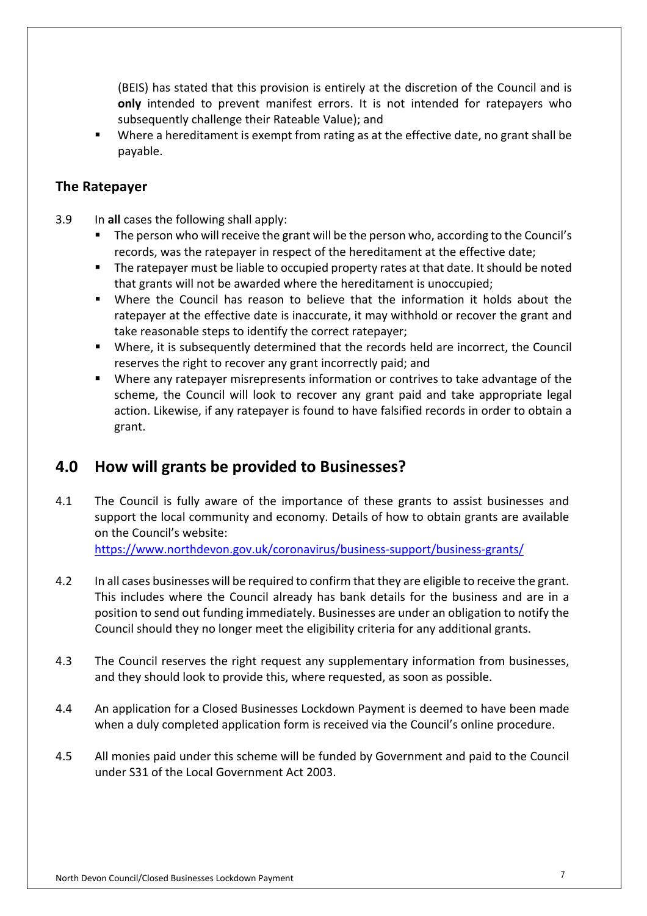(BEIS) has stated that this provision is entirely at the discretion of the Council and is **only** intended to prevent manifest errors. It is not intended for ratepayers who subsequently challenge their Rateable Value); and

- Where a hereditament is exempt from rating as at the effective date, no grant shall be payable.

### The Ratepayer

3.9 In **all** cases the following shall apply:

- The person who will receive the grant will be the person who, according to the Council's records, was the ratepayer in respect of the hereditament at the effective date;
- The ratepayer must be liable to occupied property rates at that date. It should be noted that grants will not be awarded where the hereditament is unoccupied;
- Where the Council has reason to believe that the information it holds about the ratepayer at the effective date is inaccurate, it may withhold or recover the grant and take reasonable steps to identify the correct ratepayer;
- Where, it is subsequently determined that the records held are incorrect, the Council reserves the right to recover any grant incorrectly paid; and
- Where any ratepayer misrepresents information or contrives to take advantage of the scheme, the Council will look to recover any grant paid and take appropriate legal action. Likewise, if any ratepayer is found to have falsified records in order to obtain a grant.

## 4.0 How will grants be provided to Businesses?

4.1 The Council is fully aware of the importance of these grants to assist businesses and support the local community and economy. Details of how to obtain grants are available on the Council's website:
https://www.northdevon.gov.uk/coronavirus/business-support/business-grants/

4.2 In all cases businesses will be required to confirm that they are eligible to receive the grant. This includes where the Council already has bank details for the business and are in a position to send out funding immediately. Businesses are under an obligation to notify the Council should they no longer meet the eligibility criteria for any additional grants.

4.3 The Council reserves the right request any supplementary information from businesses, and they should look to provide this, where requested, as soon as possible.

4.4 An application for a Closed Businesses Lockdown Payment is deemed to have been made when a duly completed application form is received via the Council's online procedure.

4.5 All monies paid under this scheme will be funded by Government and paid to the Council under S31 of the Local Government Act 2003.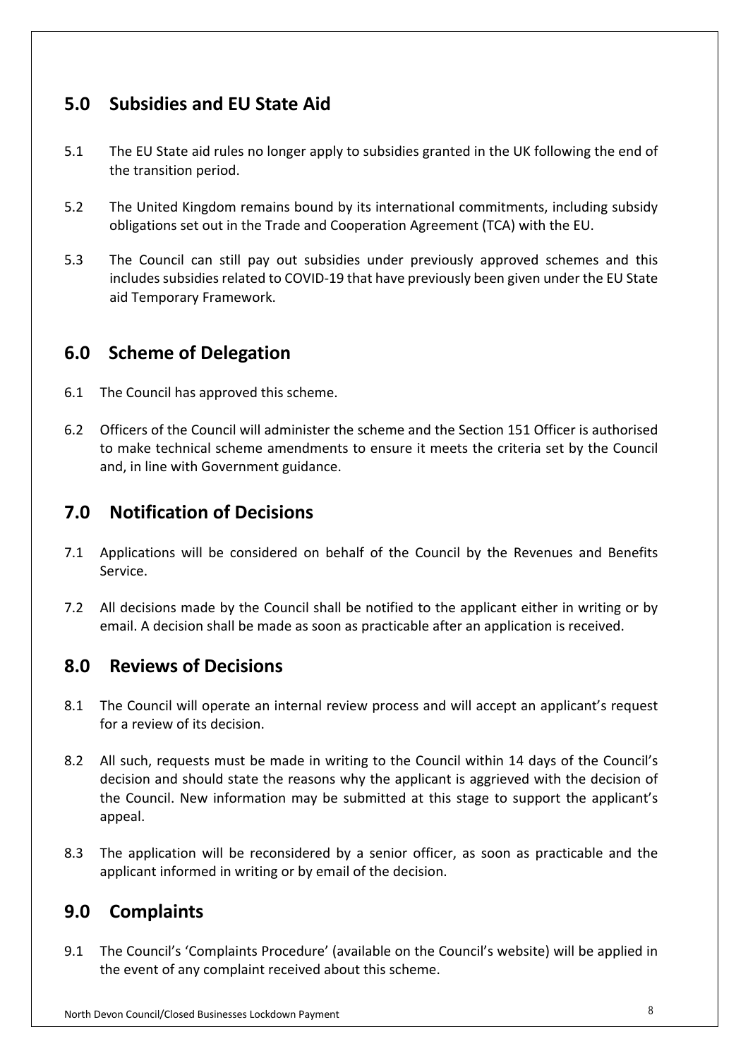## 5.0 Subsidies and EU State Aid

5.1 The EU State aid rules no longer apply to subsidies granted in the UK following the end of the transition period.

5.2 The United Kingdom remains bound by its international commitments, including subsidy obligations set out in the Trade and Cooperation Agreement (TCA) with the EU.

5.3 The Council can still pay out subsidies under previously approved schemes and this includes subsidies related to COVID-19 that have previously been given under the EU State aid Temporary Framework.

## 6.0 Scheme of Delegation

6.1 The Council has approved this scheme.

6.2 Officers of the Council will administer the scheme and the Section 151 Officer is authorised to make technical scheme amendments to ensure it meets the criteria set by the Council and, in line with Government guidance.

## 7.0 Notification of Decisions

7.1 Applications will be considered on behalf of the Council by the Revenues and Benefits Service.

7.2 All decisions made by the Council shall be notified to the applicant either in writing or by email. A decision shall be made as soon as practicable after an application is received.

## 8.0 Reviews of Decisions

8.1 The Council will operate an internal review process and will accept an applicant's request for a review of its decision.

8.2 All such, requests must be made in writing to the Council within 14 days of the Council's decision and should state the reasons why the applicant is aggrieved with the decision of the Council. New information may be submitted at this stage to support the applicant's appeal.

8.3 The application will be reconsidered by a senior officer, as soon as practicable and the applicant informed in writing or by email of the decision.

## 9.0 Complaints

9.1 The Council's 'Complaints Procedure' (available on the Council's website) will be applied in the event of any complaint received about this scheme.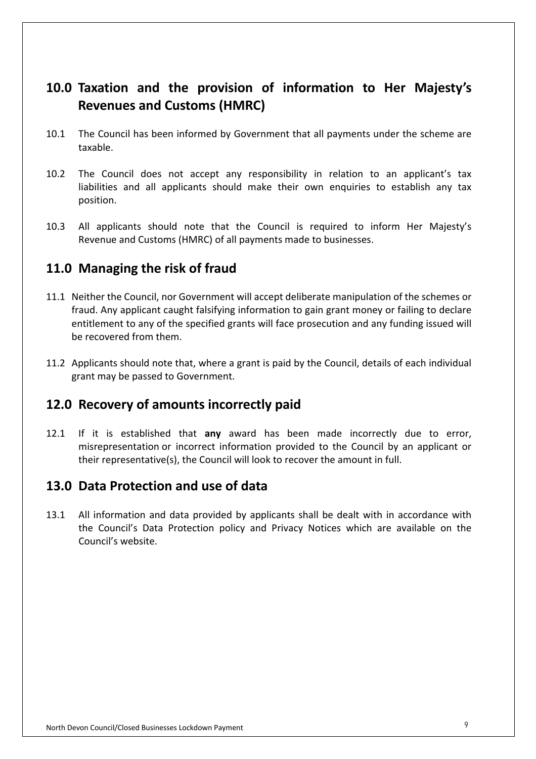## 10.0 Taxation and the provision of information to Her Majesty's Revenues and Customs (HMRC)

10.1 The Council has been informed by Government that all payments under the scheme are taxable.

10.2 The Council does not accept any responsibility in relation to an applicant's tax liabilities and all applicants should make their own enquiries to establish any tax position.

10.3 All applicants should note that the Council is required to inform Her Majesty's Revenue and Customs (HMRC) of all payments made to businesses.

## 11.0 Managing the risk of fraud

11.1 Neither the Council, nor Government will accept deliberate manipulation of the schemes or fraud. Any applicant caught falsifying information to gain grant money or failing to declare entitlement to any of the specified grants will face prosecution and any funding issued will be recovered from them.

11.2 Applicants should note that, where a grant is paid by the Council, details of each individual grant may be passed to Government.

## 12.0 Recovery of amounts incorrectly paid

12.1 If it is established that **any** award has been made incorrectly due to error, misrepresentation or incorrect information provided to the Council by an applicant or their representative(s), the Council will look to recover the amount in full.

## 13.0 Data Protection and use of data

13.1 All information and data provided by applicants shall be dealt with in accordance with the Council's Data Protection policy and Privacy Notices which are available on the Council's website.